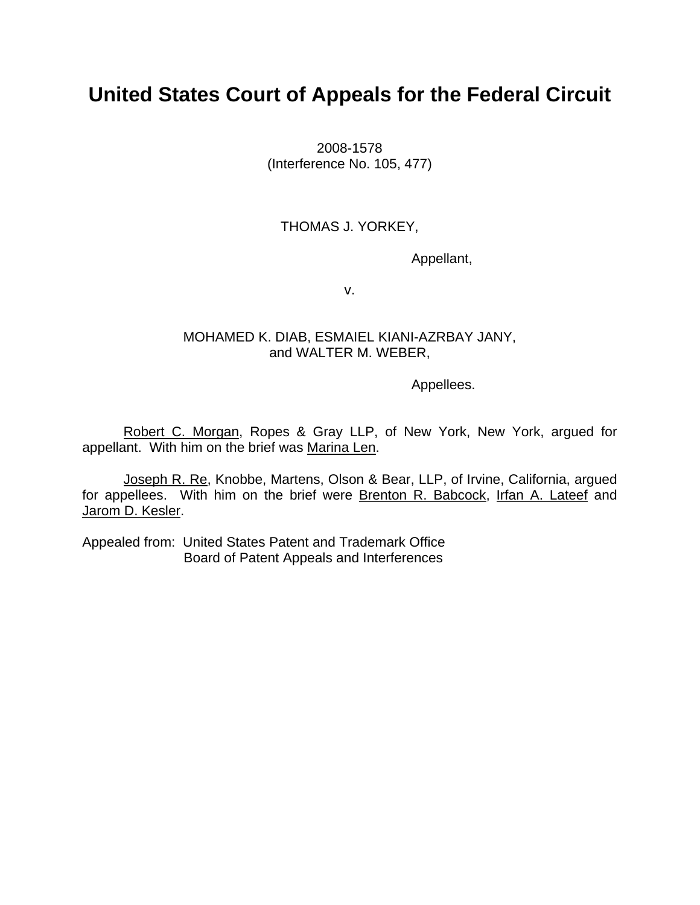# United States Court of Appeals for the Federal Circuit

2008-1578
(Interference No. 105, 477)

THOMAS J. YORKEY,

Appellant,

v.

MOHAMED K. DIAB, ESMAIEL KIANI-AZRBAY JANY,
and WALTER M. WEBER,

Appellees.

Robert C. Morgan, Ropes & Gray LLP, of New York, New York, argued for appellant. With him on the brief was Marina Len.

Joseph R. Re, Knobbe, Martens, Olson & Bear, LLP, of Irvine, California, argued for appellees. With him on the brief were Brenton R. Babcock, Irfan A. Lateef and Jarom D. Kesler.

Appealed from: United States Patent and Trademark Office
Board of Patent Appeals and Interferences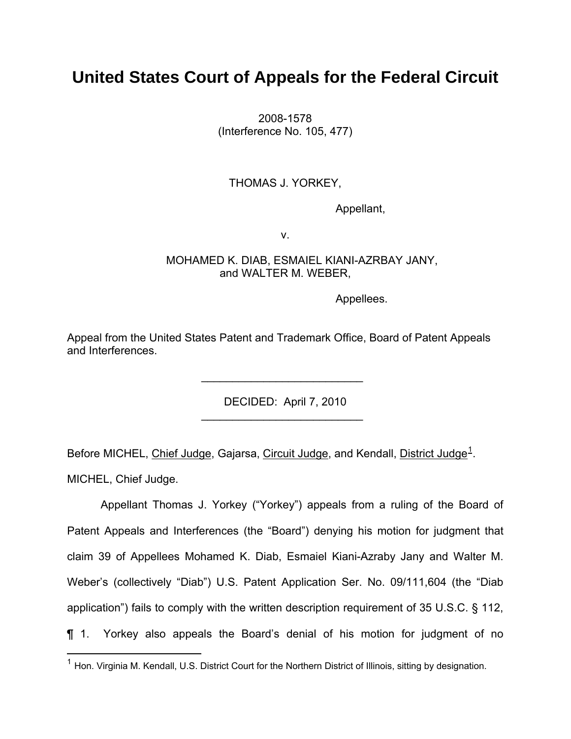# United States Court of Appeals for the Federal Circuit

2008-1578
(Interference No. 105, 477)

THOMAS J. YORKEY,

Appellant,

v.

MOHAMED K. DIAB, ESMAIEL KIANI-AZRBAY JANY, and WALTER M. WEBER,

Appellees.

Appeal from the United States Patent and Trademark Office, Board of Patent Appeals and Interferences.

---

DECIDED: April 7, 2010

---

Before MICHEL, Chief Judge, Gajarsa, Circuit Judge, and Kendall, District Judge[1].

MICHEL, Chief Judge.

Appellant Thomas J. Yorkey ("Yorkey") appeals from a ruling of the Board of Patent Appeals and Interferences (the "Board") denying his motion for judgment that claim 39 of Appellees Mohamed K. Diab, Esmaiel Kiani-Azraby Jany and Walter M. Weber's (collectively "Diab") U.S. Patent Application Ser. No. 09/111,604 (the "Diab application") fails to comply with the written description requirement of 35 U.S.C. § 112, ¶ 1. Yorkey also appeals the Board's denial of his motion for judgment of no

---

[1] Hon. Virginia M. Kendall, U.S. District Court for the Northern District of Illinois, sitting by designation.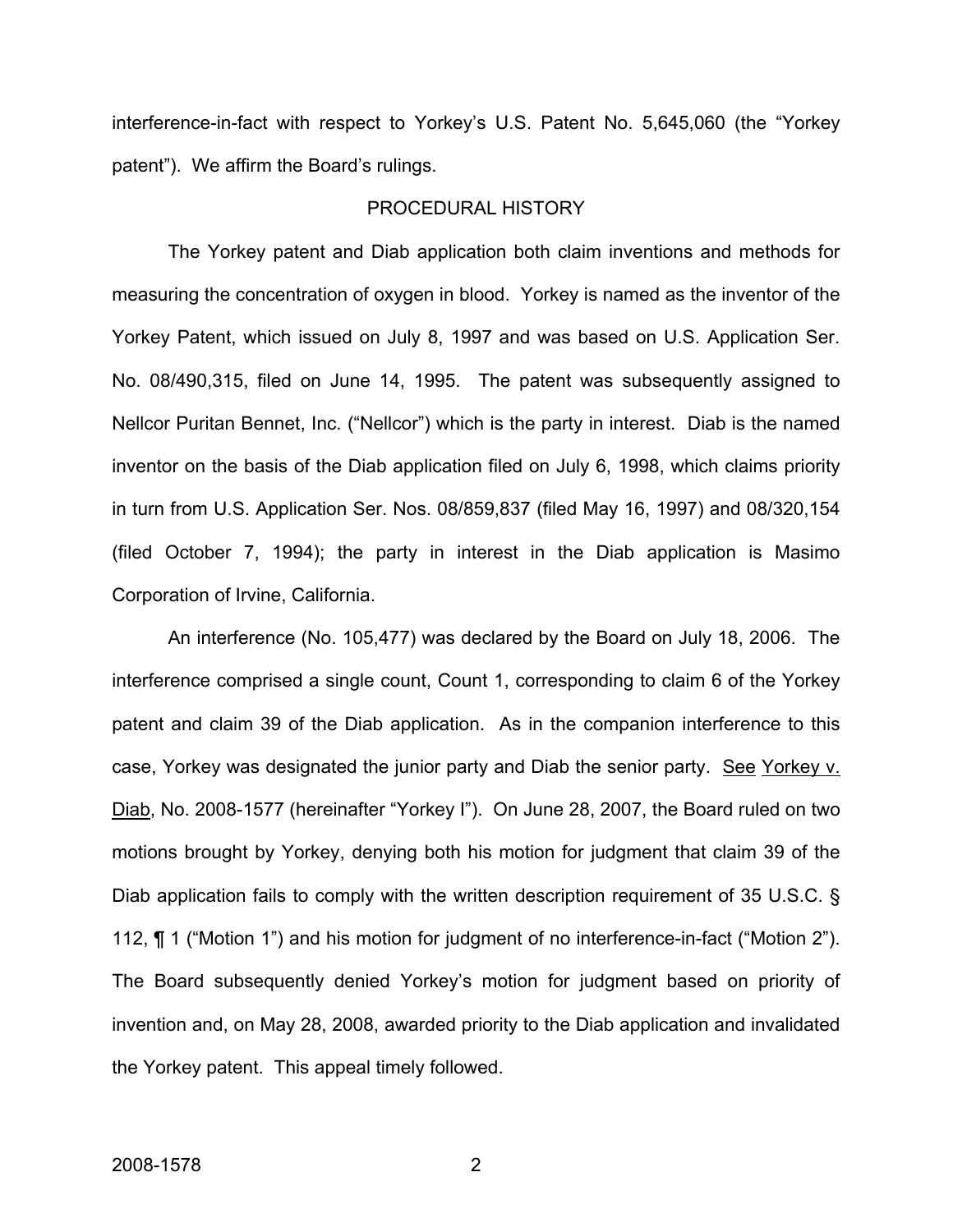interference-in-fact with respect to Yorkey's U.S. Patent No. 5,645,060 (the "Yorkey patent"). We affirm the Board's rulings.

## PROCEDURAL HISTORY

The Yorkey patent and Diab application both claim inventions and methods for measuring the concentration of oxygen in blood. Yorkey is named as the inventor of the Yorkey Patent, which issued on July 8, 1997 and was based on U.S. Application Ser. No. 08/490,315, filed on June 14, 1995. The patent was subsequently assigned to Nellcor Puritan Bennet, Inc. ("Nellcor") which is the party in interest. Diab is the named inventor on the basis of the Diab application filed on July 6, 1998, which claims priority in turn from U.S. Application Ser. Nos. 08/859,837 (filed May 16, 1997) and 08/320,154 (filed October 7, 1994); the party in interest in the Diab application is Masimo Corporation of Irvine, California.

An interference (No. 105,477) was declared by the Board on July 18, 2006. The interference comprised a single count, Count 1, corresponding to claim 6 of the Yorkey patent and claim 39 of the Diab application. As in the companion interference to this case, Yorkey was designated the junior party and Diab the senior party. See Yorkey v. Diab, No. 2008-1577 (hereinafter "Yorkey I"). On June 28, 2007, the Board ruled on two motions brought by Yorkey, denying both his motion for judgment that claim 39 of the Diab application fails to comply with the written description requirement of 35 U.S.C. § 112, ¶ 1 ("Motion 1") and his motion for judgment of no interference-in-fact ("Motion 2"). The Board subsequently denied Yorkey's motion for judgment based on priority of invention and, on May 28, 2008, awarded priority to the Diab application and invalidated the Yorkey patent. This appeal timely followed.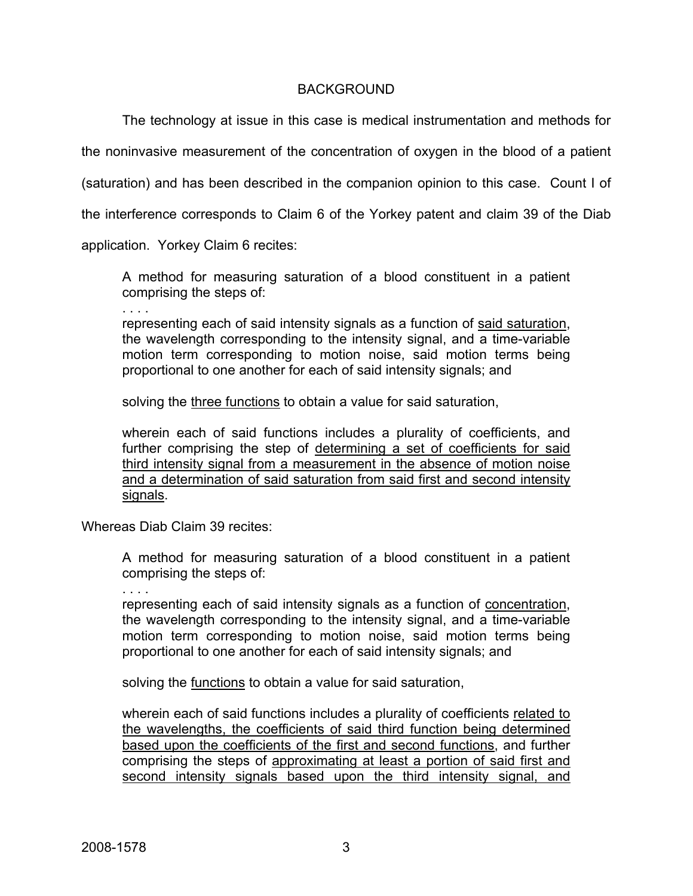## BACKGROUND

The technology at issue in this case is medical instrumentation and methods for the noninvasive measurement of the concentration of oxygen in the blood of a patient (saturation) and has been described in the companion opinion to this case. Count I of the interference corresponds to Claim 6 of the Yorkey patent and claim 39 of the Diab application. Yorkey Claim 6 recites:

> A method for measuring saturation of a blood constituent in a patient comprising the steps of:
>
> . . . .
>
> representing each of said intensity signals as a function of <u>said saturation</u>, the wavelength corresponding to the intensity signal, and a time-variable motion term corresponding to motion noise, said motion terms being proportional to one another for each of said intensity signals; and
>
> solving the <u>three functions</u> to obtain a value for said saturation,
>
> wherein each of said functions includes a plurality of coefficients, and further comprising the step of <u>determining a set of coefficients for said third intensity signal from a measurement in the absence of motion noise and a determination of said saturation from said first and second intensity signals</u>.

Whereas Diab Claim 39 recites:

> A method for measuring saturation of a blood constituent in a patient comprising the steps of:
>
> . . . .
>
> representing each of said intensity signals as a function of <u>concentration</u>, the wavelength corresponding to the intensity signal, and a time-variable motion term corresponding to motion noise, said motion terms being proportional to one another for each of said intensity signals; and
>
> solving the <u>functions</u> to obtain a value for said saturation,
>
> wherein each of said functions includes a plurality of coefficients <u>related to the wavelengths, the coefficients of said third function being determined based upon the coefficients of the first and second functions</u>, and further comprising the steps of <u>approximating at least a portion of said first and second intensity signals based upon the third intensity signal, and</u>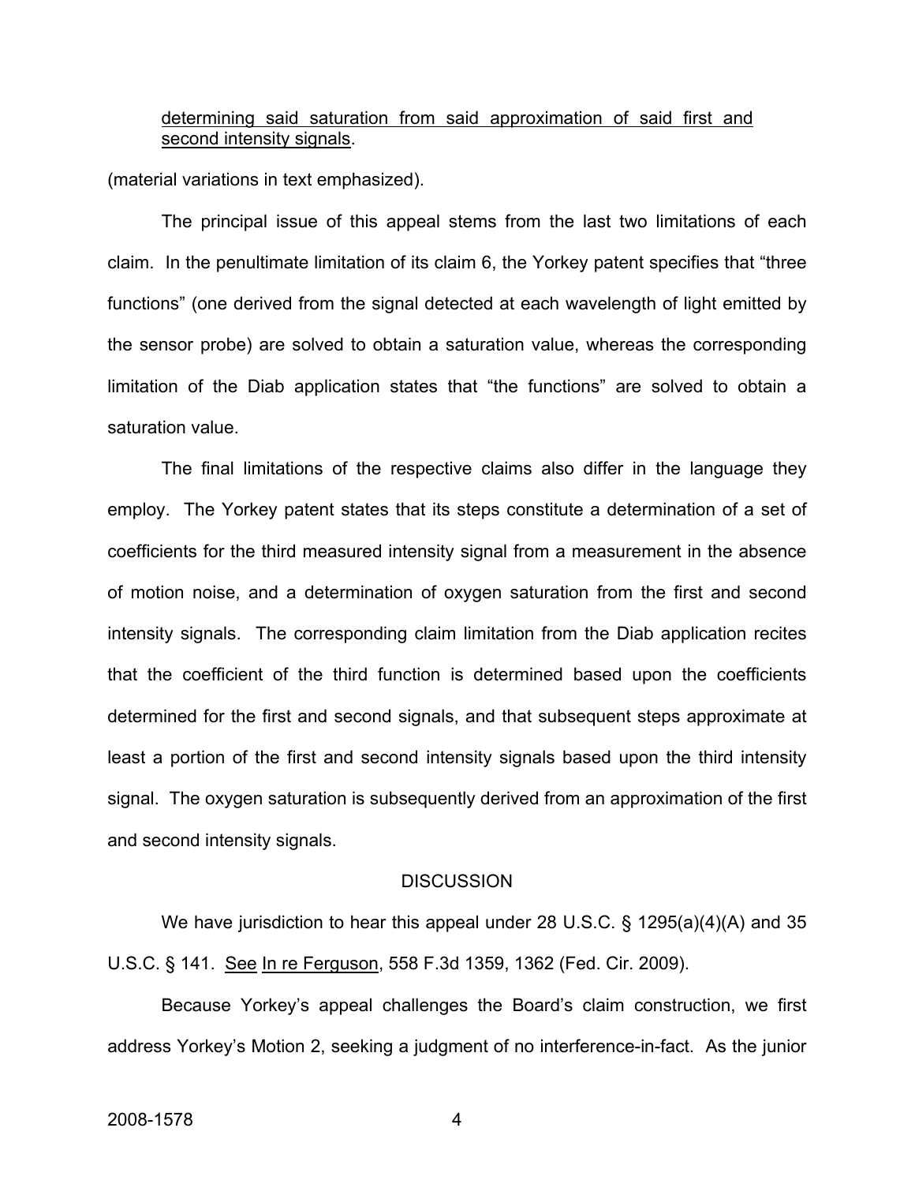<u>determining said saturation from said approximation of said first and second intensity signals</u>.

(material variations in text emphasized).

The principal issue of this appeal stems from the last two limitations of each claim. In the penultimate limitation of its claim 6, the Yorkey patent specifies that "three functions" (one derived from the signal detected at each wavelength of light emitted by the sensor probe) are solved to obtain a saturation value, whereas the corresponding limitation of the Diab application states that "the functions" are solved to obtain a saturation value.

The final limitations of the respective claims also differ in the language they employ. The Yorkey patent states that its steps constitute a determination of a set of coefficients for the third measured intensity signal from a measurement in the absence of motion noise, and a determination of oxygen saturation from the first and second intensity signals. The corresponding claim limitation from the Diab application recites that the coefficient of the third function is determined based upon the coefficients determined for the first and second signals, and that subsequent steps approximate at least a portion of the first and second intensity signals based upon the third intensity signal. The oxygen saturation is subsequently derived from an approximation of the first and second intensity signals.

## DISCUSSION

We have jurisdiction to hear this appeal under 28 U.S.C. § 1295(a)(4)(A) and 35 U.S.C. § 141. <u>See</u> <u>In re Ferguson</u>, 558 F.3d 1359, 1362 (Fed. Cir. 2009).

Because Yorkey's appeal challenges the Board's claim construction, we first address Yorkey's Motion 2, seeking a judgment of no interference-in-fact. As the junior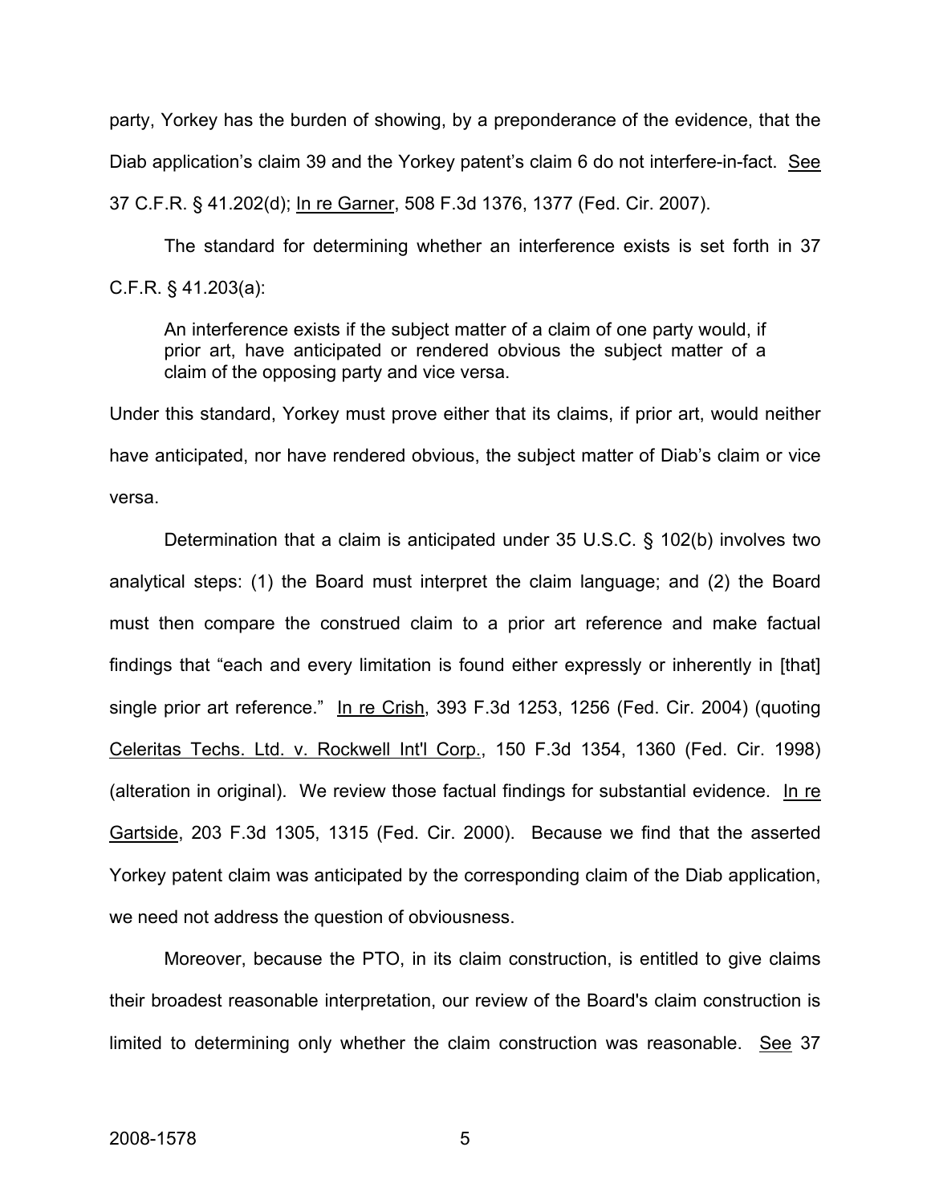party, Yorkey has the burden of showing, by a preponderance of the evidence, that the Diab application's claim 39 and the Yorkey patent's claim 6 do not interfere-in-fact. See 37 C.F.R. § 41.202(d); In re Garner, 508 F.3d 1376, 1377 (Fed. Cir. 2007).

The standard for determining whether an interference exists is set forth in 37 C.F.R. § 41.203(a):

> An interference exists if the subject matter of a claim of one party would, if prior art, have anticipated or rendered obvious the subject matter of a claim of the opposing party and vice versa.

Under this standard, Yorkey must prove either that its claims, if prior art, would neither have anticipated, nor have rendered obvious, the subject matter of Diab's claim or vice versa.

Determination that a claim is anticipated under 35 U.S.C. § 102(b) involves two analytical steps: (1) the Board must interpret the claim language; and (2) the Board must then compare the construed claim to a prior art reference and make factual findings that "each and every limitation is found either expressly or inherently in [that] single prior art reference." In re Crish, 393 F.3d 1253, 1256 (Fed. Cir. 2004) (quoting Celeritas Techs. Ltd. v. Rockwell Int'l Corp., 150 F.3d 1354, 1360 (Fed. Cir. 1998) (alteration in original). We review those factual findings for substantial evidence. In re Gartside, 203 F.3d 1305, 1315 (Fed. Cir. 2000). Because we find that the asserted Yorkey patent claim was anticipated by the corresponding claim of the Diab application, we need not address the question of obviousness.

Moreover, because the PTO, in its claim construction, is entitled to give claims their broadest reasonable interpretation, our review of the Board's claim construction is limited to determining only whether the claim construction was reasonable. See 37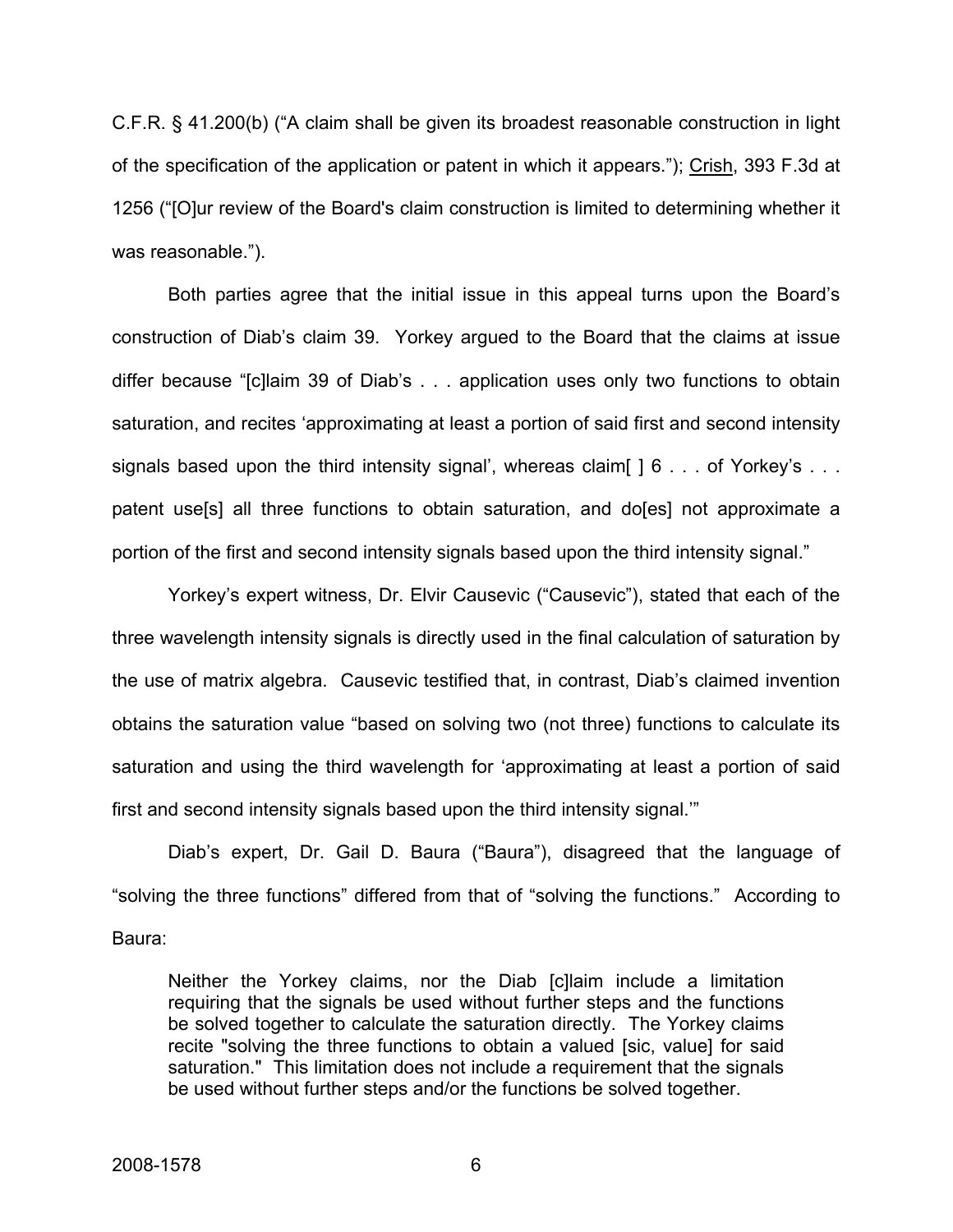C.F.R. § 41.200(b) ("A claim shall be given its broadest reasonable construction in light of the specification of the application or patent in which it appears."); Crish, 393 F.3d at 1256 ("[O]ur review of the Board's claim construction is limited to determining whether it was reasonable.").

Both parties agree that the initial issue in this appeal turns upon the Board's construction of Diab's claim 39. Yorkey argued to the Board that the claims at issue differ because "[c]laim 39 of Diab's . . . application uses only two functions to obtain saturation, and recites 'approximating at least a portion of said first and second intensity signals based upon the third intensity signal', whereas claim[ ] 6 . . . of Yorkey's . . . patent use[s] all three functions to obtain saturation, and do[es] not approximate a portion of the first and second intensity signals based upon the third intensity signal."

Yorkey's expert witness, Dr. Elvir Causevic ("Causevic"), stated that each of the three wavelength intensity signals is directly used in the final calculation of saturation by the use of matrix algebra. Causevic testified that, in contrast, Diab's claimed invention obtains the saturation value "based on solving two (not three) functions to calculate its saturation and using the third wavelength for 'approximating at least a portion of said first and second intensity signals based upon the third intensity signal.'"

Diab's expert, Dr. Gail D. Baura ("Baura"), disagreed that the language of "solving the three functions" differed from that of "solving the functions." According to Baura:

> Neither the Yorkey claims, nor the Diab [c]laim include a limitation requiring that the signals be used without further steps and the functions be solved together to calculate the saturation directly. The Yorkey claims recite "solving the three functions to obtain a valued [sic, value] for said saturation." This limitation does not include a requirement that the signals be used without further steps and/or the functions be solved together.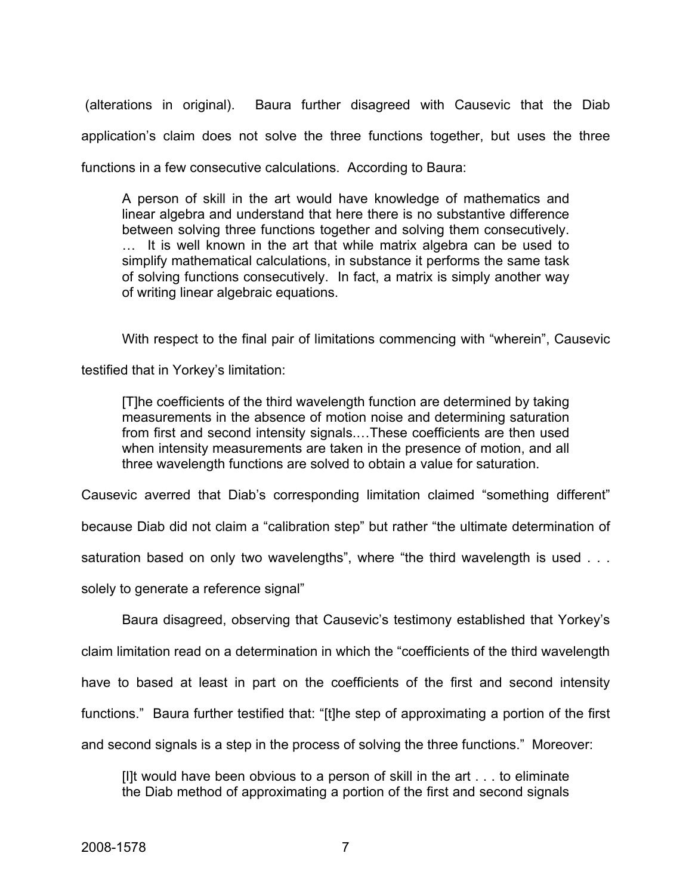(alterations in original). Baura further disagreed with Causevic that the Diab application's claim does not solve the three functions together, but uses the three functions in a few consecutive calculations. According to Baura:

> A person of skill in the art would have knowledge of mathematics and linear algebra and understand that here there is no substantive difference between solving three functions together and solving them consecutively. … It is well known in the art that while matrix algebra can be used to simplify mathematical calculations, in substance it performs the same task of solving functions consecutively. In fact, a matrix is simply another way of writing linear algebraic equations.

With respect to the final pair of limitations commencing with "wherein", Causevic testified that in Yorkey's limitation:

> [T]he coefficients of the third wavelength function are determined by taking measurements in the absence of motion noise and determining saturation from first and second intensity signals.…These coefficients are then used when intensity measurements are taken in the presence of motion, and all three wavelength functions are solved to obtain a value for saturation.

Causevic averred that Diab's corresponding limitation claimed "something different" because Diab did not claim a "calibration step" but rather "the ultimate determination of saturation based on only two wavelengths", where "the third wavelength is used . . . solely to generate a reference signal"

Baura disagreed, observing that Causevic's testimony established that Yorkey's claim limitation read on a determination in which the "coefficients of the third wavelength have to based at least in part on the coefficients of the first and second intensity functions." Baura further testified that: "[t]he step of approximating a portion of the first and second signals is a step in the process of solving the three functions." Moreover:

> [I]t would have been obvious to a person of skill in the art . . . to eliminate the Diab method of approximating a portion of the first and second signals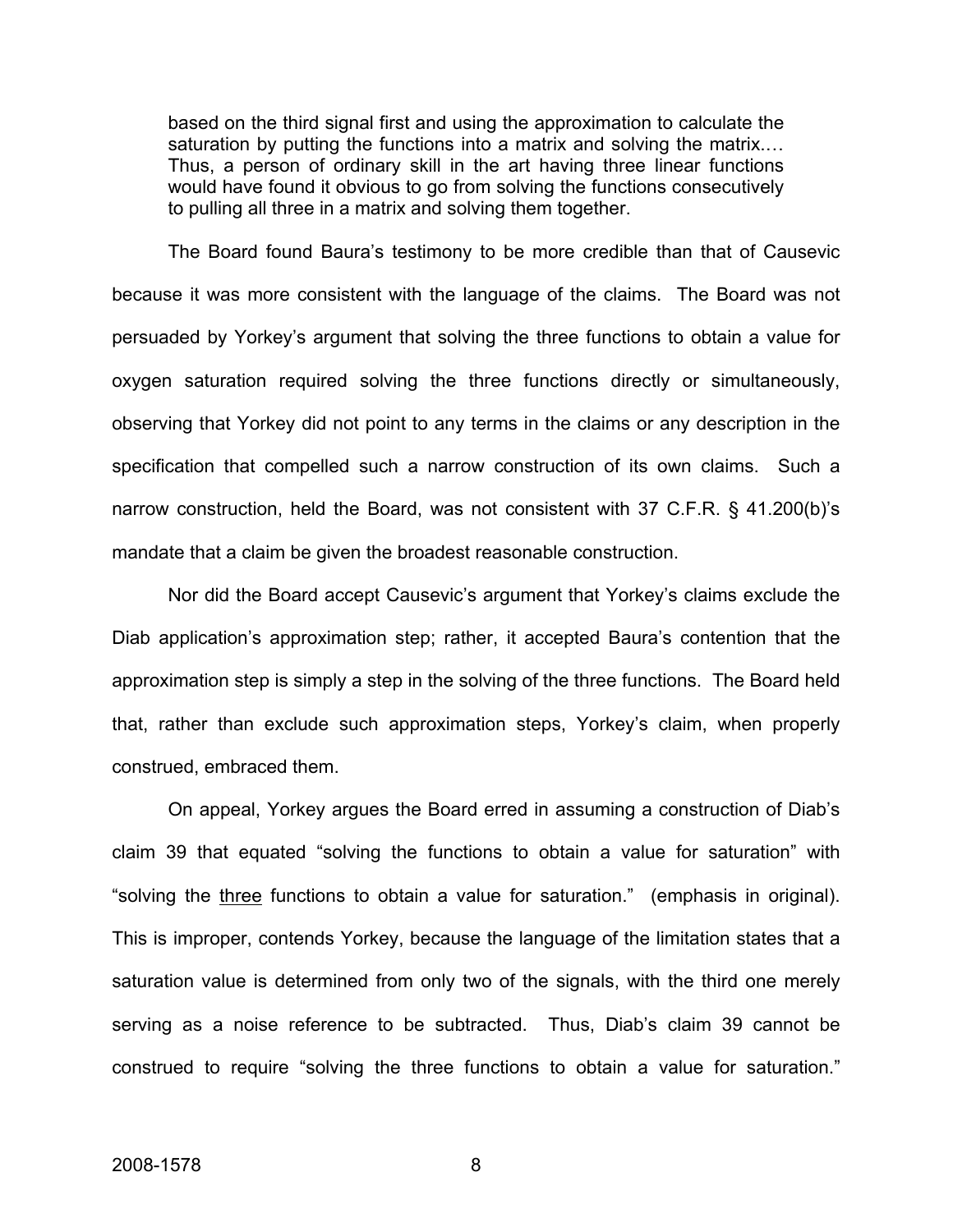> based on the third signal first and using the approximation to calculate the saturation by putting the functions into a matrix and solving the matrix.… Thus, a person of ordinary skill in the art having three linear functions would have found it obvious to go from solving the functions consecutively to pulling all three in a matrix and solving them together.

The Board found Baura's testimony to be more credible than that of Causevic because it was more consistent with the language of the claims. The Board was not persuaded by Yorkey's argument that solving the three functions to obtain a value for oxygen saturation required solving the three functions directly or simultaneously, observing that Yorkey did not point to any terms in the claims or any description in the specification that compelled such a narrow construction of its own claims. Such a narrow construction, held the Board, was not consistent with 37 C.F.R. § 41.200(b)'s mandate that a claim be given the broadest reasonable construction.

Nor did the Board accept Causevic's argument that Yorkey's claims exclude the Diab application's approximation step; rather, it accepted Baura's contention that the approximation step is simply a step in the solving of the three functions. The Board held that, rather than exclude such approximation steps, Yorkey's claim, when properly construed, embraced them.

On appeal, Yorkey argues the Board erred in assuming a construction of Diab's claim 39 that equated "solving the functions to obtain a value for saturation" with "solving the <u>three</u> functions to obtain a value for saturation." (emphasis in original). This is improper, contends Yorkey, because the language of the limitation states that a saturation value is determined from only two of the signals, with the third one merely serving as a noise reference to be subtracted. Thus, Diab's claim 39 cannot be construed to require "solving the three functions to obtain a value for saturation."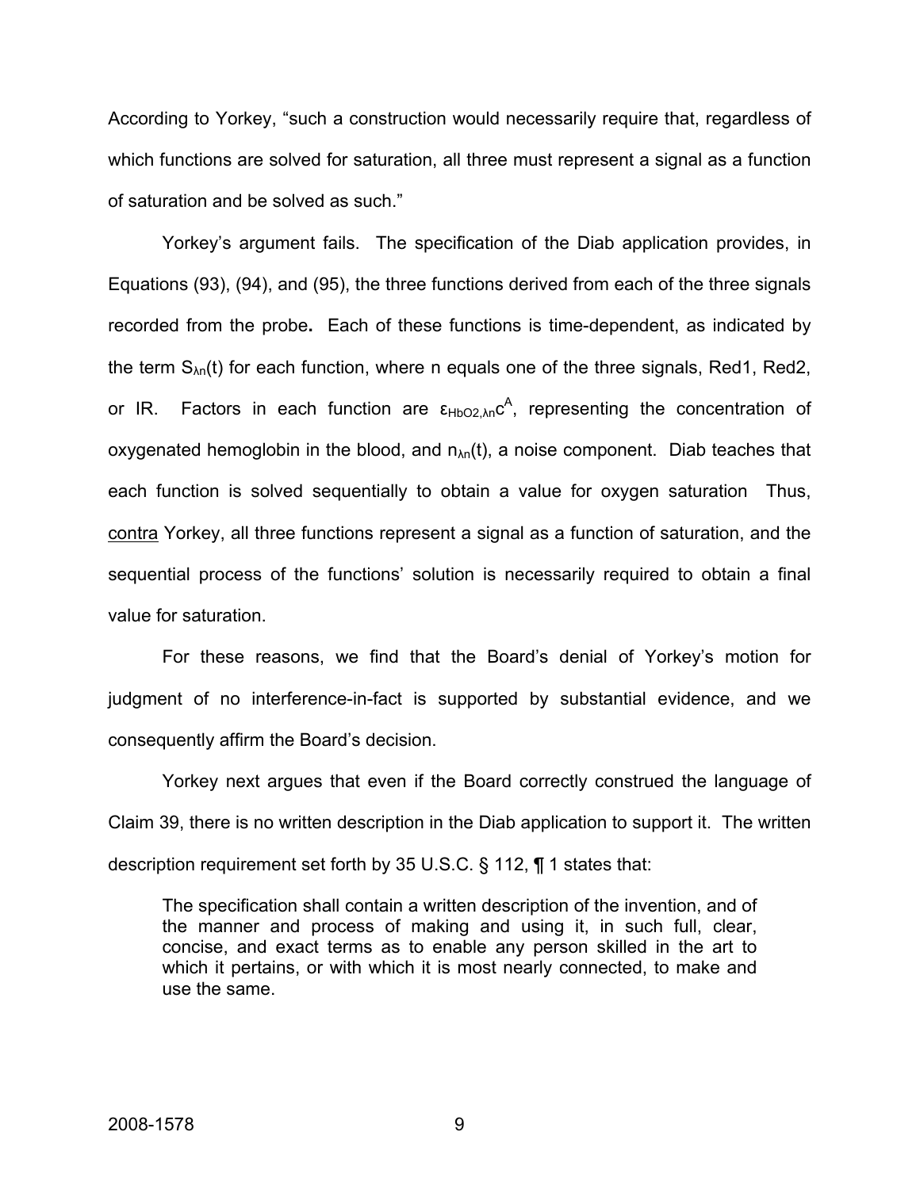According to Yorkey, "such a construction would necessarily require that, regardless of which functions are solved for saturation, all three must represent a signal as a function of saturation and be solved as such."

Yorkey's argument fails. The specification of the Diab application provides, in Equations (93), (94), and (95), the three functions derived from each of the three signals recorded from the probe**.** Each of these functions is time-dependent, as indicated by the term $S_{\lambda n}(t)$ for each function, where n equals one of the three signals, Red1, Red2, or IR. Factors in each function are $\varepsilon_{HbO2,\lambda n}c^{A}$, representing the concentration of oxygenated hemoglobin in the blood, and $n_{\lambda n}(t)$, a noise component. Diab teaches that each function is solved sequentially to obtain a value for oxygen saturation Thus, contra Yorkey, all three functions represent a signal as a function of saturation, and the sequential process of the functions' solution is necessarily required to obtain a final value for saturation.

For these reasons, we find that the Board's denial of Yorkey's motion for judgment of no interference-in-fact is supported by substantial evidence, and we consequently affirm the Board's decision.

Yorkey next argues that even if the Board correctly construed the language of Claim 39, there is no written description in the Diab application to support it. The written description requirement set forth by 35 U.S.C. § 112, ¶ 1 states that:

> The specification shall contain a written description of the invention, and of the manner and process of making and using it, in such full, clear, concise, and exact terms as to enable any person skilled in the art to which it pertains, or with which it is most nearly connected, to make and use the same.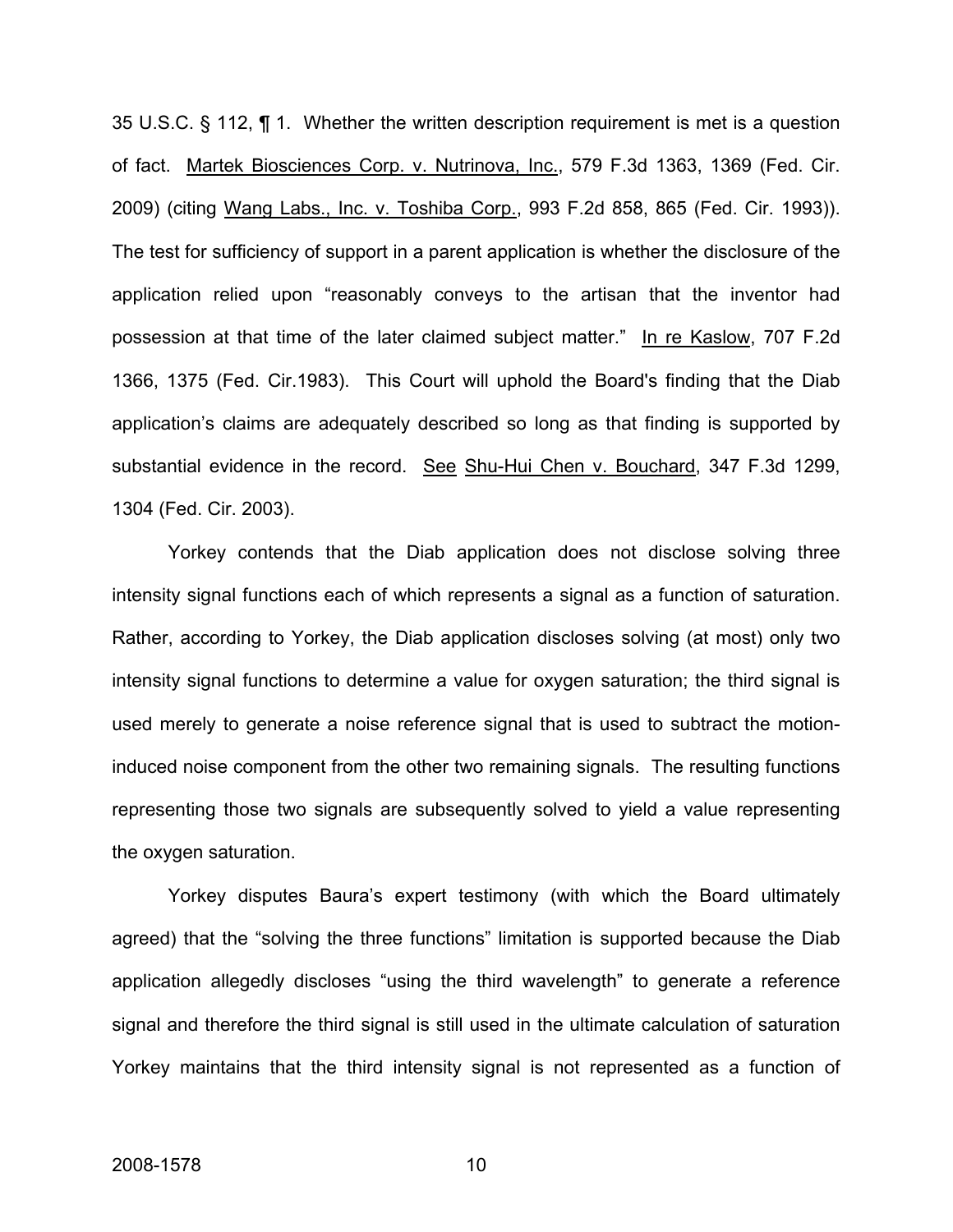35 U.S.C. § 112, ¶ 1. Whether the written description requirement is met is a question of fact. Martek Biosciences Corp. v. Nutrinova, Inc., 579 F.3d 1363, 1369 (Fed. Cir. 2009) (citing Wang Labs., Inc. v. Toshiba Corp., 993 F.2d 858, 865 (Fed. Cir. 1993)). The test for sufficiency of support in a parent application is whether the disclosure of the application relied upon "reasonably conveys to the artisan that the inventor had possession at that time of the later claimed subject matter." In re Kaslow, 707 F.2d 1366, 1375 (Fed. Cir.1983). This Court will uphold the Board's finding that the Diab application's claims are adequately described so long as that finding is supported by substantial evidence in the record. See Shu-Hui Chen v. Bouchard, 347 F.3d 1299, 1304 (Fed. Cir. 2003).

Yorkey contends that the Diab application does not disclose solving three intensity signal functions each of which represents a signal as a function of saturation. Rather, according to Yorkey, the Diab application discloses solving (at most) only two intensity signal functions to determine a value for oxygen saturation; the third signal is used merely to generate a noise reference signal that is used to subtract the motion-induced noise component from the other two remaining signals. The resulting functions representing those two signals are subsequently solved to yield a value representing the oxygen saturation.

Yorkey disputes Baura's expert testimony (with which the Board ultimately agreed) that the "solving the three functions" limitation is supported because the Diab application allegedly discloses "using the third wavelength" to generate a reference signal and therefore the third signal is still used in the ultimate calculation of saturation Yorkey maintains that the third intensity signal is not represented as a function of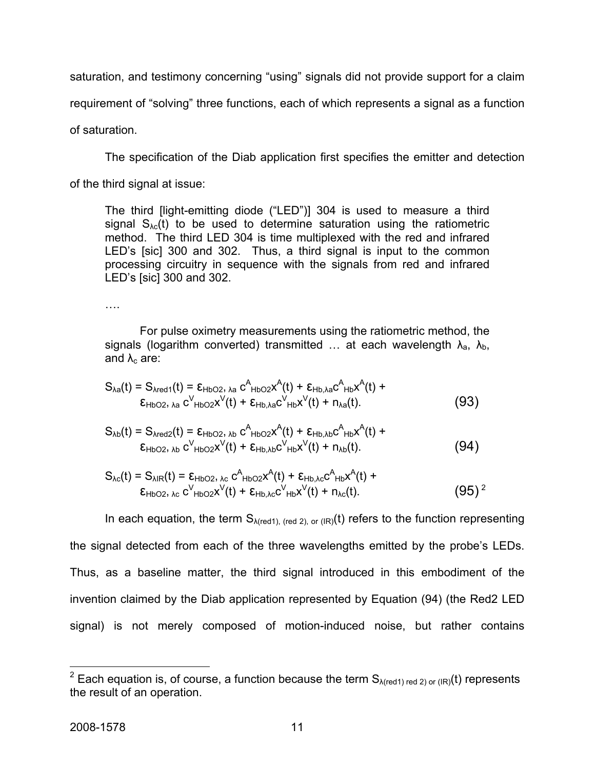saturation, and testimony concerning "using" signals did not provide support for a claim requirement of "solving" three functions, each of which represents a signal as a function of saturation.

The specification of the Diab application first specifies the emitter and detection of the third signal at issue:

> The third [light-emitting diode ("LED")] 304 is used to measure a third signal $S_{\lambda c}(t)$ to be used to determine saturation using the ratiometric method. The third LED 304 is time multiplexed with the red and infrared LED's [sic] 300 and 302. Thus, a third signal is input to the common processing circuitry in sequence with the signals from red and infrared LED's [sic] 300 and 302.
>
> ....
>
> For pulse oximetry measurements using the ratiometric method, the signals (logarithm converted) transmitted … at each wavelength $\lambda_a$, $\lambda_b$, and $\lambda_c$ are:
>
> $$S_{\lambda a}(t) = S_{\lambda red1}(t) = \varepsilon_{HbO2,\,\lambda a}\, c^{A}_{HbO2} x^{A}(t) + \varepsilon_{Hb,\lambda a} c^{A}_{Hb} x^{A}(t) + \varepsilon_{HbO2,\,\lambda a}\, c^{V}_{HbO2} x^{V}(t) + \varepsilon_{Hb,\lambda a} c^{V}_{Hb} x^{V}(t) + n_{\lambda a}(t). \quad (93)$$
>
> $$S_{\lambda b}(t) = S_{\lambda red2}(t) = \varepsilon_{HbO2,\,\lambda b}\, c^{A}_{HbO2} x^{A}(t) + \varepsilon_{Hb,\lambda b} c^{A}_{Hb} x^{A}(t) + \varepsilon_{HbO2,\,\lambda b}\, c^{V}_{HbO2} x^{V}(t) + \varepsilon_{Hb,\lambda b} c^{V}_{Hb} x^{V}(t) + n_{\lambda b}(t). \quad (94)$$
>
> $$S_{\lambda c}(t) = S_{\lambda IR}(t) = \varepsilon_{HbO2,\,\lambda c}\, c^{A}_{HbO2} x^{A}(t) + \varepsilon_{Hb,\lambda c} c^{A}_{Hb} x^{A}(t) + \varepsilon_{HbO2,\,\lambda c}\, c^{V}_{HbO2} x^{V}(t) + \varepsilon_{Hb,\lambda c} c^{V}_{Hb} x^{V}(t) + n_{\lambda c}(t). \quad (95)$$ [2]

In each equation, the term $S_{\lambda(red1),\ (red\ 2),\ or\ (IR)}(t)$ refers to the function representing the signal detected from each of the three wavelengths emitted by the probe's LEDs. Thus, as a baseline matter, the third signal introduced in this embodiment of the invention claimed by the Diab application represented by Equation (94) (the Red2 LED signal) is not merely composed of motion-induced noise, but rather contains

---

[2] Each equation is, of course, a function because the term $S_{\lambda(red1)\ red\ 2)\ or\ (IR)}(t)$ represents the result of an operation.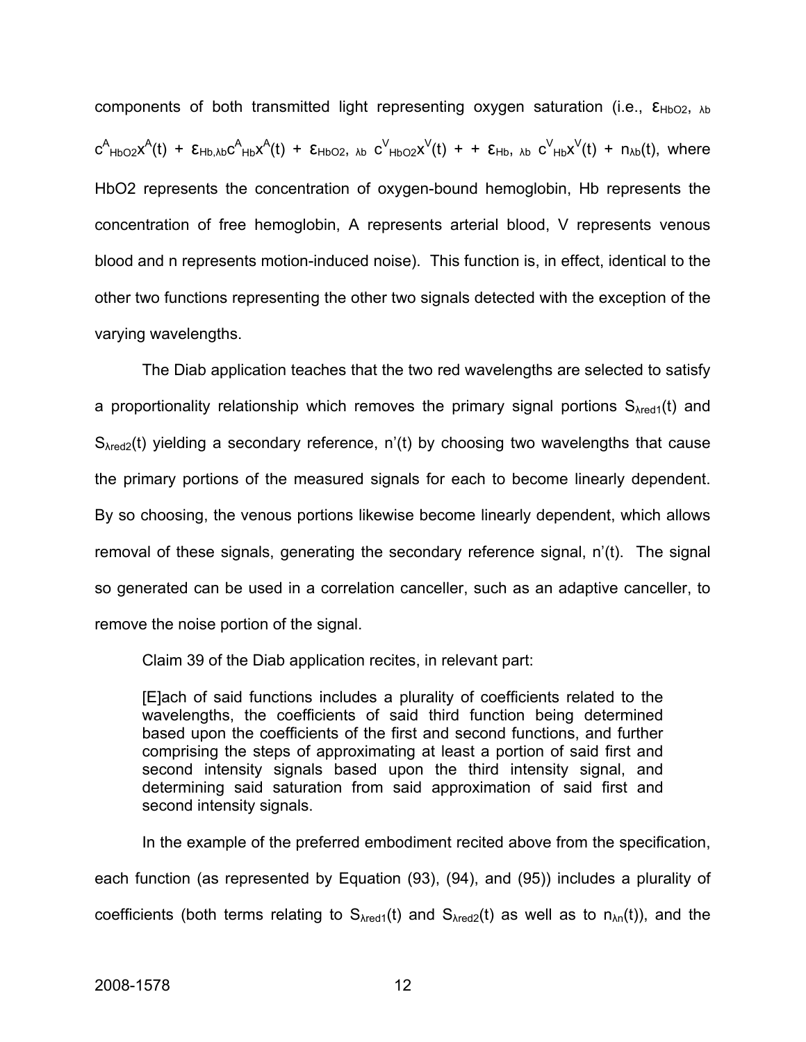components of both transmitted light representing oxygen saturation (i.e., $\varepsilon_{HbO2,\ \lambda b}\ c^{A}_{HbO2}x^{A}(t)$ + $\varepsilon_{Hb,\lambda b}c^{A}_{Hb}x^{A}(t)$ + $\varepsilon_{HbO2,\ \lambda b}\ c^{V}_{HbO2}x^{V}(t)$ + + $\varepsilon_{Hb,\ \lambda b}\ c^{V}_{Hb}x^{V}(t)$ + $n_{\lambda b}(t)$, where HbO2 represents the concentration of oxygen-bound hemoglobin, Hb represents the concentration of free hemoglobin, A represents arterial blood, V represents venous blood and n represents motion-induced noise). This function is, in effect, identical to the other two functions representing the other two signals detected with the exception of the varying wavelengths.

The Diab application teaches that the two red wavelengths are selected to satisfy a proportionality relationship which removes the primary signal portions $S_{\lambda red1}(t)$ and $S_{\lambda red2}(t)$ yielding a secondary reference, $n'(t)$ by choosing two wavelengths that cause the primary portions of the measured signals for each to become linearly dependent. By so choosing, the venous portions likewise become linearly dependent, which allows removal of these signals, generating the secondary reference signal, $n'(t)$. The signal so generated can be used in a correlation canceller, such as an adaptive canceller, to remove the noise portion of the signal.

Claim 39 of the Diab application recites, in relevant part:

> [E]ach of said functions includes a plurality of coefficients related to the wavelengths, the coefficients of said third function being determined based upon the coefficients of the first and second functions, and further comprising the steps of approximating at least a portion of said first and second intensity signals based upon the third intensity signal, and determining said saturation from said approximation of said first and second intensity signals.

In the example of the preferred embodiment recited above from the specification, each function (as represented by Equation (93), (94), and (95)) includes a plurality of coefficients (both terms relating to $S_{\lambda red1}(t)$ and $S_{\lambda red2}(t)$ as well as to $n_{\lambda n}(t)$), and the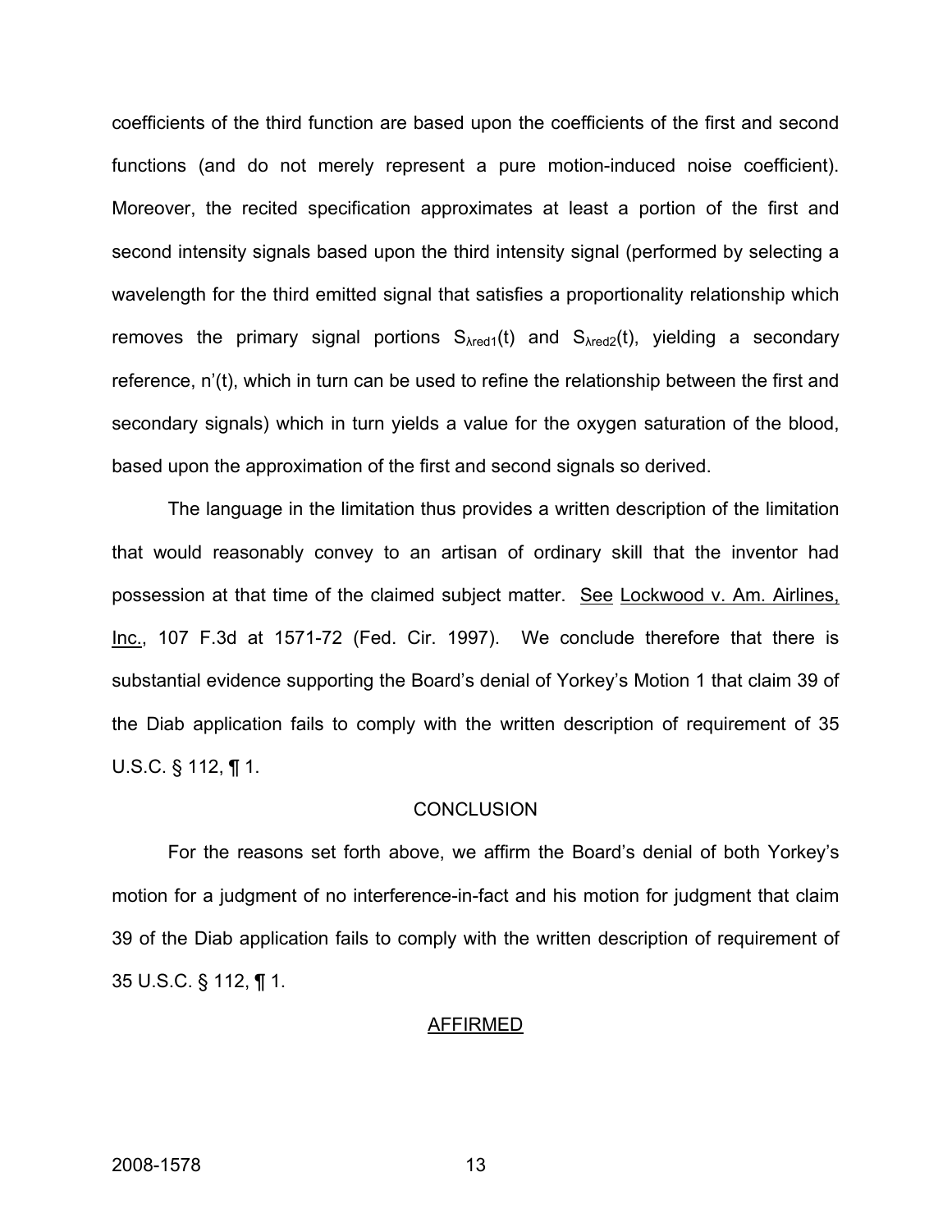coefficients of the third function are based upon the coefficients of the first and second functions (and do not merely represent a pure motion-induced noise coefficient). Moreover, the recited specification approximates at least a portion of the first and second intensity signals based upon the third intensity signal (performed by selecting a wavelength for the third emitted signal that satisfies a proportionality relationship which removes the primary signal portions $S_{\lambda red1}(t)$ and $S_{\lambda red2}(t)$, yielding a secondary reference, n'(t), which in turn can be used to refine the relationship between the first and secondary signals) which in turn yields a value for the oxygen saturation of the blood, based upon the approximation of the first and second signals so derived.

The language in the limitation thus provides a written description of the limitation that would reasonably convey to an artisan of ordinary skill that the inventor had possession at that time of the claimed subject matter. See Lockwood v. Am. Airlines, Inc., 107 F.3d at 1571-72 (Fed. Cir. 1997). We conclude therefore that there is substantial evidence supporting the Board's denial of Yorkey's Motion 1 that claim 39 of the Diab application fails to comply with the written description of requirement of 35 U.S.C. § 112, ¶ 1.

## CONCLUSION

For the reasons set forth above, we affirm the Board's denial of both Yorkey's motion for a judgment of no interference-in-fact and his motion for judgment that claim 39 of the Diab application fails to comply with the written description of requirement of 35 U.S.C. § 112, ¶ 1.

AFFIRMED